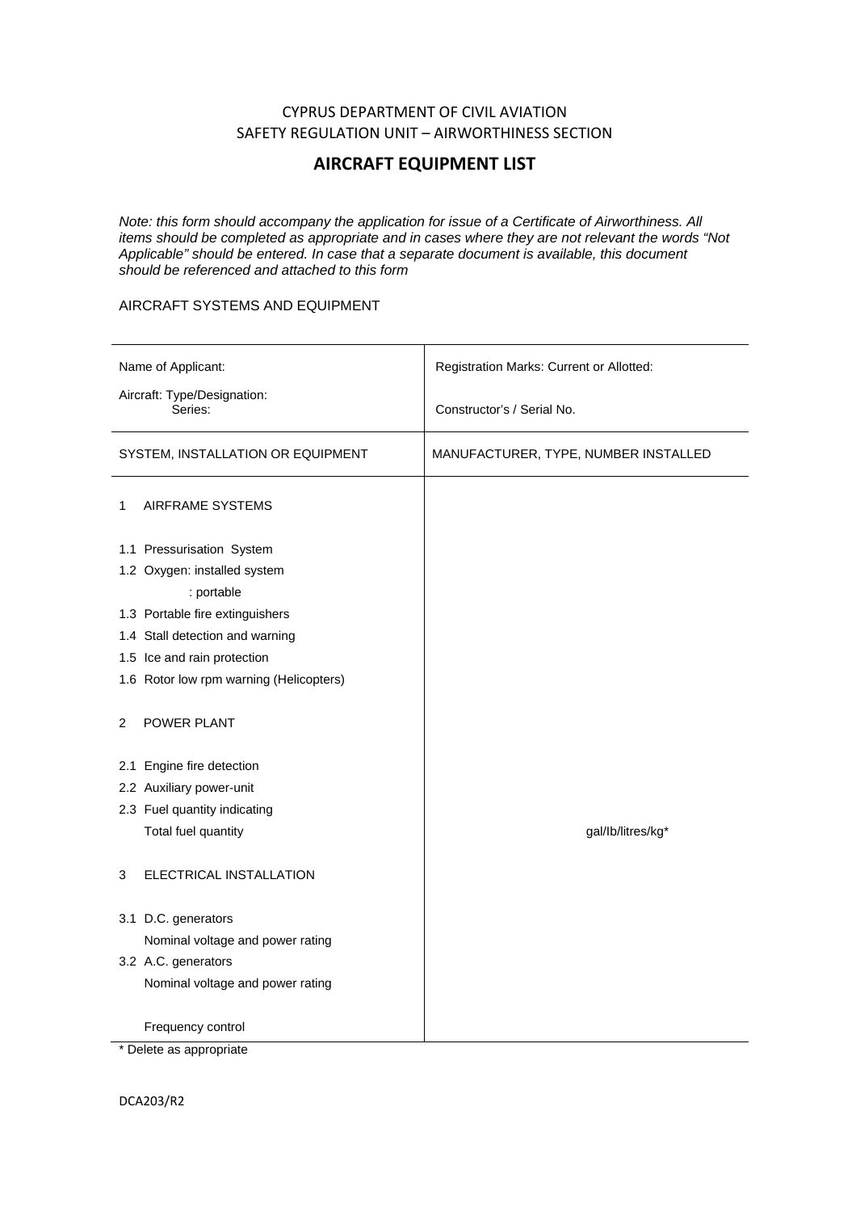CYPRUS DEPARTMENT OF CIVIL AVIATION
SAFETY REGULATION UNIT – AIRWORTHINESS SECTION

# AIRCRAFT EQUIPMENT LIST

*Note: this form should accompany the application for issue of a Certificate of Airworthiness. All items should be completed as appropriate and in cases where they are not relevant the words "Not Applicable" should be entered. In case that a separate document is available, this document should be referenced and attached to this form*

AIRCRAFT SYSTEMS AND EQUIPMENT

| Name of Applicant:<br><br>Aircraft: Type/Designation:<br>Series: | Registration Marks: Current or Allotted:<br><br>Constructor's / Serial No. |
|---|---|
| SYSTEM, INSTALLATION OR EQUIPMENT | MANUFACTURER, TYPE, NUMBER INSTALLED |
| 1 AIRFRAME SYSTEMS | |
| 1.1 Pressurisation System | |
| 1.2 Oxygen: installed system | |
| : portable | |
| 1.3 Portable fire extinguishers | |
| 1.4 Stall detection and warning | |
| 1.5 Ice and rain protection | |
| 1.6 Rotor low rpm warning (Helicopters) | |
| 2 POWER PLANT | |
| 2.1 Engine fire detection | |
| 2.2 Auxiliary power-unit | |
| 2.3 Fuel quantity indicating | |
| Total fuel quantity | gal/lb/litres/kg* |
| 3 ELECTRICAL INSTALLATION | |
| 3.1 D.C. generators | |
| Nominal voltage and power rating | |
| 3.2 A.C. generators | |
| Nominal voltage and power rating | |
| Frequency control | |

\* Delete as appropriate

DCA203/R2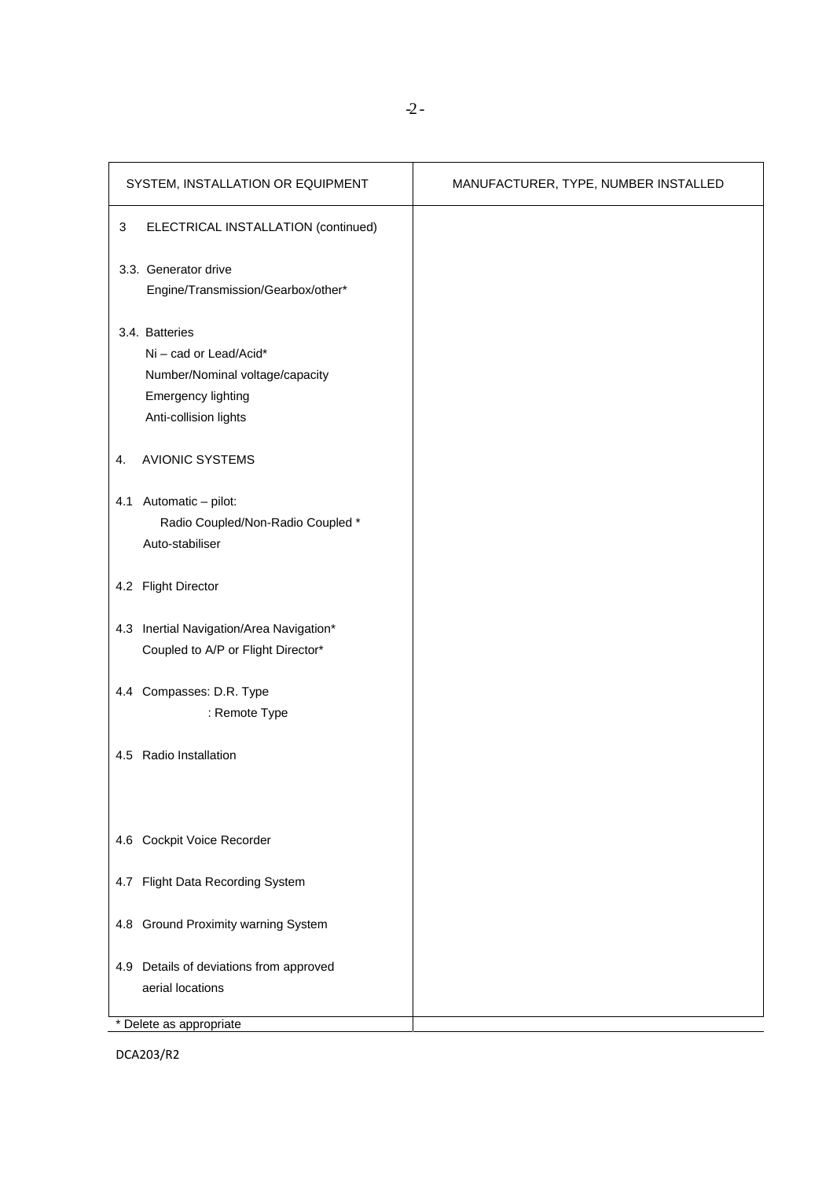| SYSTEM, INSTALLATION OR EQUIPMENT | MANUFACTURER, TYPE, NUMBER INSTALLED |
|---|---|
| 3 ELECTRICAL INSTALLATION (continued) | |
| 3.3. Generator drive<br>Engine/Transmission/Gearbox/other* | |
| 3.4. Batteries<br>Ni – cad or Lead/Acid*<br>Number/Nominal voltage/capacity<br>Emergency lighting<br>Anti-collision lights | |
| 4. AVIONIC SYSTEMS | |
| 4.1 Automatic – pilot:<br>Radio Coupled/Non-Radio Coupled *<br>Auto-stabiliser | |
| 4.2 Flight Director | |
| 4.3 Inertial Navigation/Area Navigation*<br>Coupled to A/P or Flight Director* | |
| 4.4 Compasses: D.R. Type<br>: Remote Type | |
| 4.5 Radio Installation | |
| 4.6 Cockpit Voice Recorder | |
| 4.7 Flight Data Recording System | |
| 4.8 Ground Proximity warning System | |
| 4.9 Details of deviations from approved aerial locations | |

* Delete as appropriate

DCA203/R2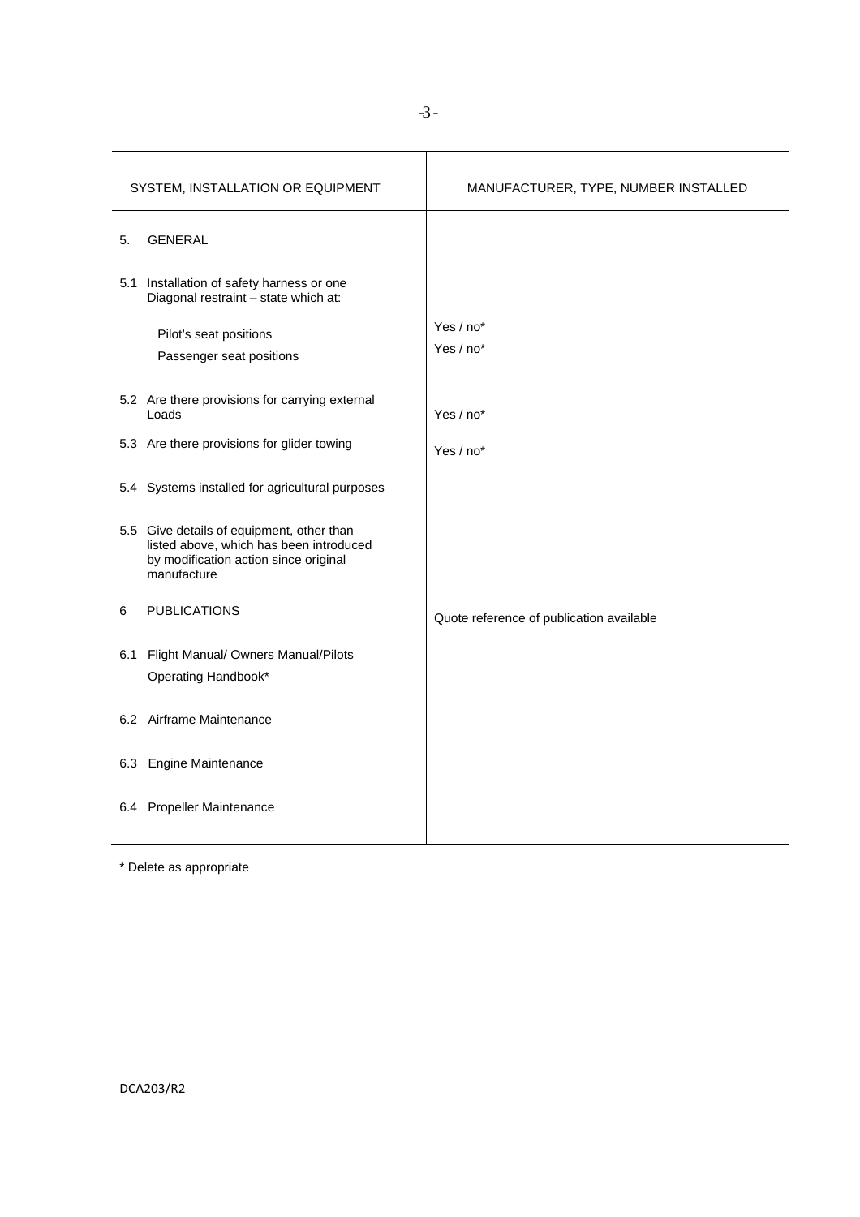| SYSTEM, INSTALLATION OR EQUIPMENT | MANUFACTURER, TYPE, NUMBER INSTALLED |
|---|---|
| 5. GENERAL | |
| 5.1 Installation of safety harness or one Diagonal restraint – state which at: | |
| Pilot's seat positions | Yes / no* |
| Passenger seat positions | Yes / no* |
| 5.2 Are there provisions for carrying external Loads | Yes / no* |
| 5.3 Are there provisions for glider towing | Yes / no* |
| 5.4 Systems installed for agricultural purposes | |
| 5.5 Give details of equipment, other than listed above, which has been introduced by modification action since original manufacture | |
| 6 PUBLICATIONS | Quote reference of publication available |
| 6.1 Flight Manual/ Owners Manual/Pilots Operating Handbook* | |
| 6.2 Airframe Maintenance | |
| 6.3 Engine Maintenance | |
| 6.4 Propeller Maintenance | |

* Delete as appropriate

DCA203/R2